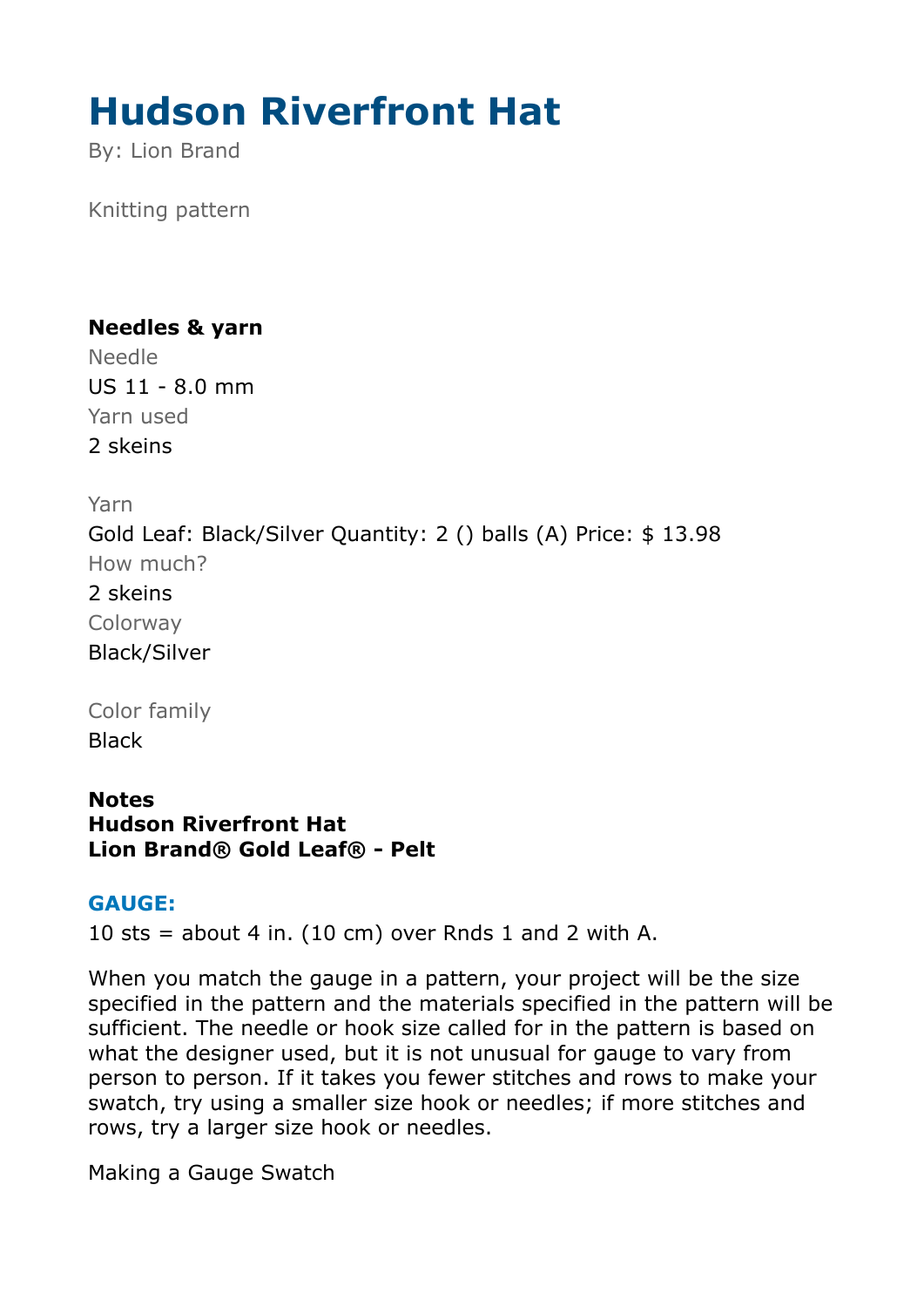# Hudson Riverfront Hat

By: Lion Brand

Knitting pattern

**Needles & yarn**

Needle

US 11 - 8.0 mm

Yarn used

2 skeins

Yarn

Gold Leaf: Black/Silver Quantity: 2 () balls (A) Price: $ 13.98

How much?

2 skeins

Colorway

Black/Silver

Color family

Black

**Notes**
**Hudson Riverfront Hat**
**Lion Brand® Gold Leaf® - Pelt**

### GAUGE:

10 sts = about 4 in. (10 cm) over Rnds 1 and 2 with A.

When you match the gauge in a pattern, your project will be the size specified in the pattern and the materials specified in the pattern will be sufficient. The needle or hook size called for in the pattern is based on what the designer used, but it is not unusual for gauge to vary from person to person. If it takes you fewer stitches and rows to make your swatch, try using a smaller size hook or needles; if more stitches and rows, try a larger size hook or needles.

Making a Gauge Swatch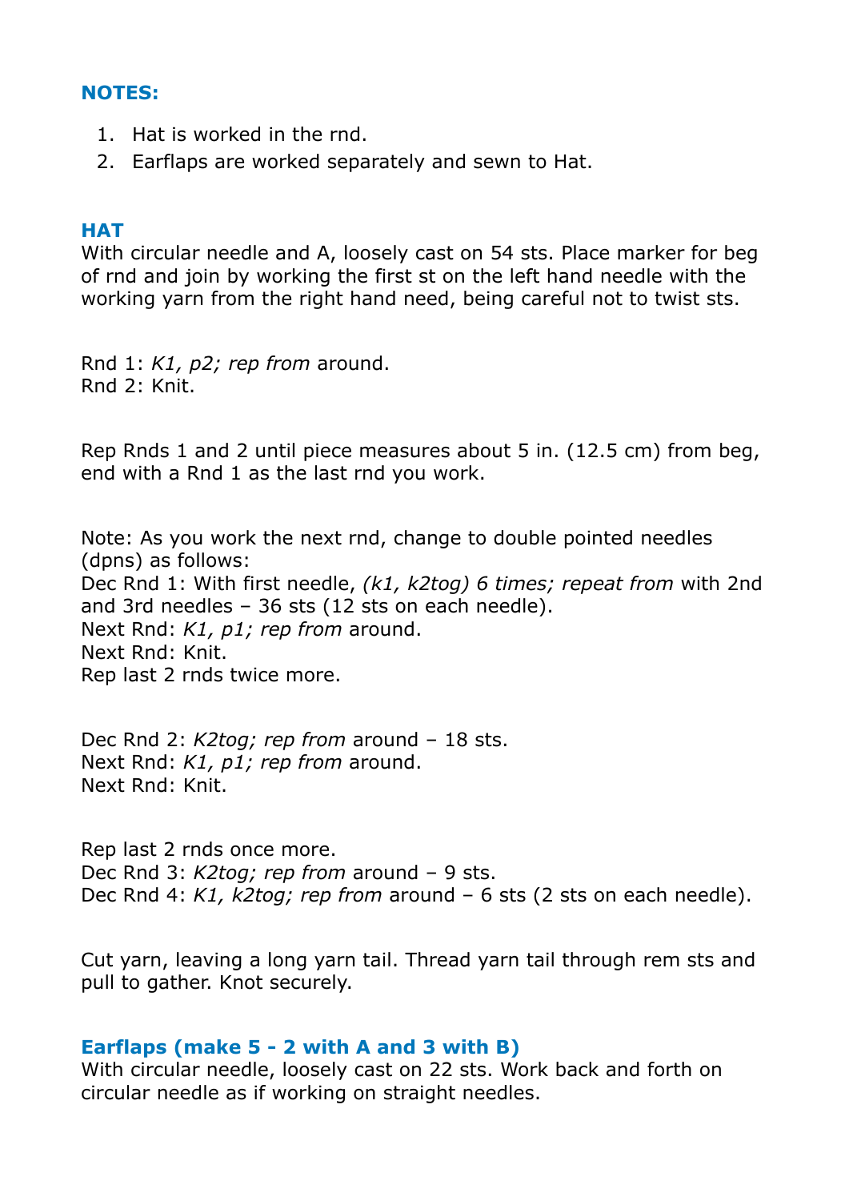## NOTES:

1. Hat is worked in the rnd.
2. Earflaps are worked separately and sewn to Hat.

## HAT

With circular needle and A, loosely cast on 54 sts. Place marker for beg of rnd and join by working the first st on the left hand needle with the working yarn from the right hand need, being careful not to twist sts.

Rnd 1: *K1, p2; rep from* around.
Rnd 2: Knit.

Rep Rnds 1 and 2 until piece measures about 5 in. (12.5 cm) from beg, end with a Rnd 1 as the last rnd you work.

Note: As you work the next rnd, change to double pointed needles (dpns) as follows:
Dec Rnd 1: With first needle, *(k1, k2tog) 6 times; repeat from* with 2nd and 3rd needles – 36 sts (12 sts on each needle).
Next Rnd: *K1, p1; rep from* around.
Next Rnd: Knit.
Rep last 2 rnds twice more.

Dec Rnd 2: *K2tog; rep from* around – 18 sts.
Next Rnd: *K1, p1; rep from* around.
Next Rnd: Knit.

Rep last 2 rnds once more.
Dec Rnd 3: *K2tog; rep from* around – 9 sts.
Dec Rnd 4: *K1, k2tog; rep from* around – 6 sts (2 sts on each needle).

Cut yarn, leaving a long yarn tail. Thread yarn tail through rem sts and pull to gather. Knot securely.

## Earflaps (make 5 - 2 with A and 3 with B)

With circular needle, loosely cast on 22 sts. Work back and forth on circular needle as if working on straight needles.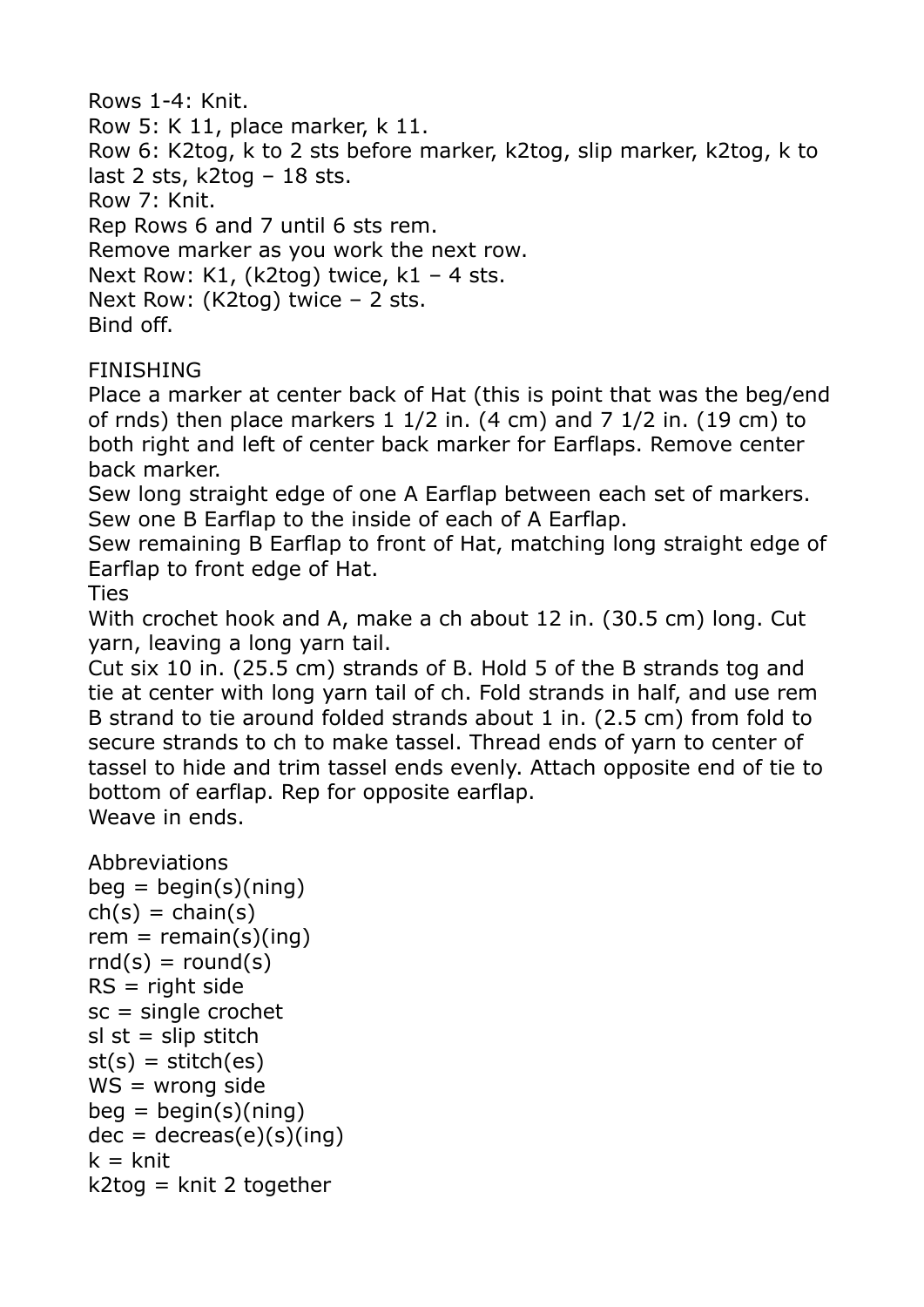Rows 1-4: Knit.
Row 5: K 11, place marker, k 11.
Row 6: K2tog, k to 2 sts before marker, k2tog, slip marker, k2tog, k to last 2 sts, k2tog – 18 sts.
Row 7: Knit.
Rep Rows 6 and 7 until 6 sts rem.
Remove marker as you work the next row.
Next Row: K1, (k2tog) twice, k1 – 4 sts.
Next Row: (K2tog) twice – 2 sts.
Bind off.

FINISHING
Place a marker at center back of Hat (this is point that was the beg/end of rnds) then place markers 1 1/2 in. (4 cm) and 7 1/2 in. (19 cm) to both right and left of center back marker for Earflaps. Remove center back marker.
Sew long straight edge of one A Earflap between each set of markers.
Sew one B Earflap to the inside of each of A Earflap.
Sew remaining B Earflap to front of Hat, matching long straight edge of Earflap to front edge of Hat.
Ties
With crochet hook and A, make a ch about 12 in. (30.5 cm) long. Cut yarn, leaving a long yarn tail.
Cut six 10 in. (25.5 cm) strands of B. Hold 5 of the B strands tog and tie at center with long yarn tail of ch. Fold strands in half, and use rem B strand to tie around folded strands about 1 in. (2.5 cm) from fold to secure strands to ch to make tassel. Thread ends of yarn to center of tassel to hide and trim tassel ends evenly. Attach opposite end of tie to bottom of earflap. Rep for opposite earflap.
Weave in ends.

Abbreviations
beg = begin(s)(ning)
ch(s) = chain(s)
rem = remain(s)(ing)
rnd(s) = round(s)
RS = right side
sc = single crochet
sl st = slip stitch
st(s) = stitch(es)
WS = wrong side
beg = begin(s)(ning)
dec = decreas(e)(s)(ing)
k = knit
k2tog = knit 2 together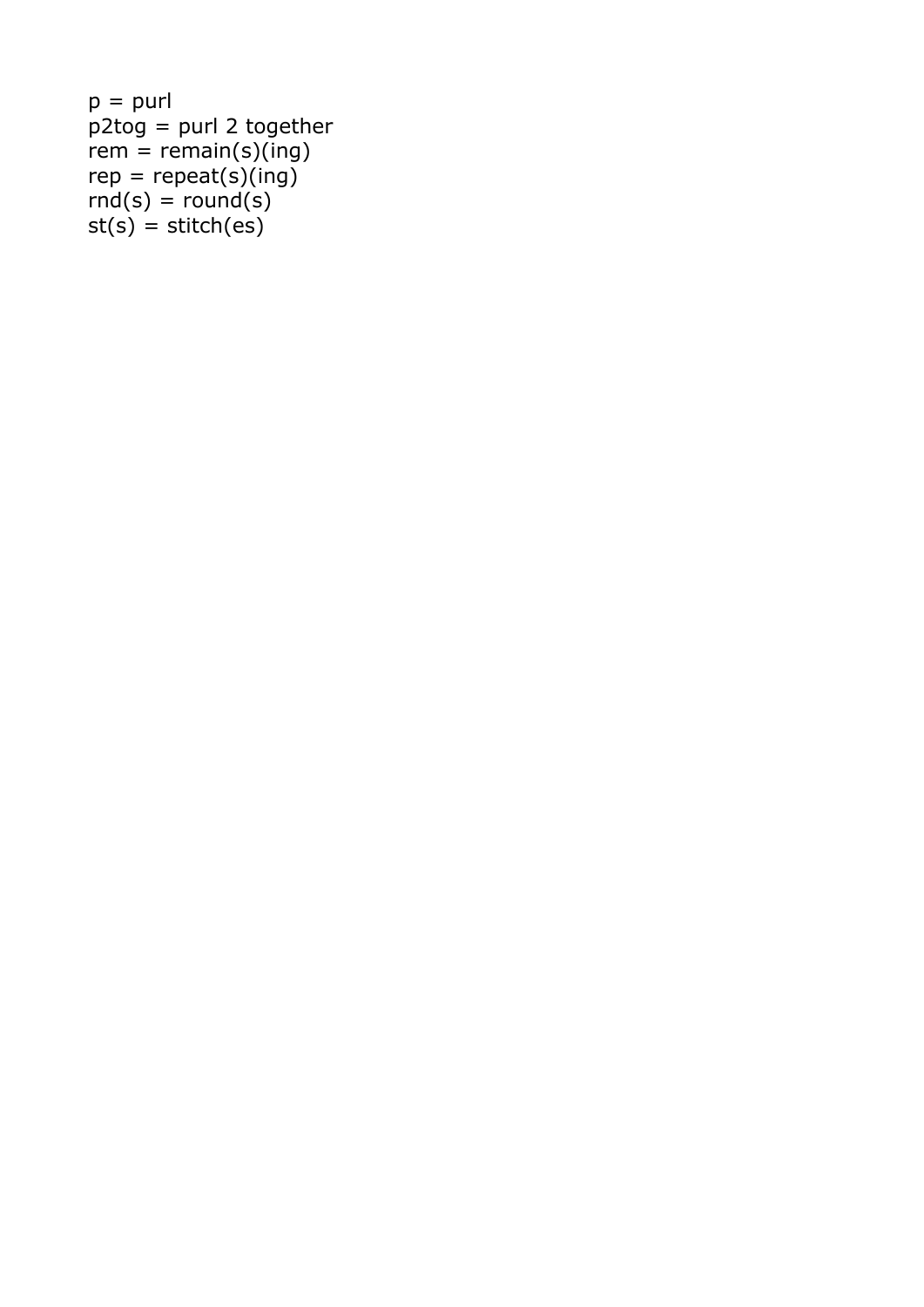p = purl
p2tog = purl 2 together
rem = remain(s)(ing)
rep = repeat(s)(ing)
rnd(s) = round(s)
st(s) = stitch(es)